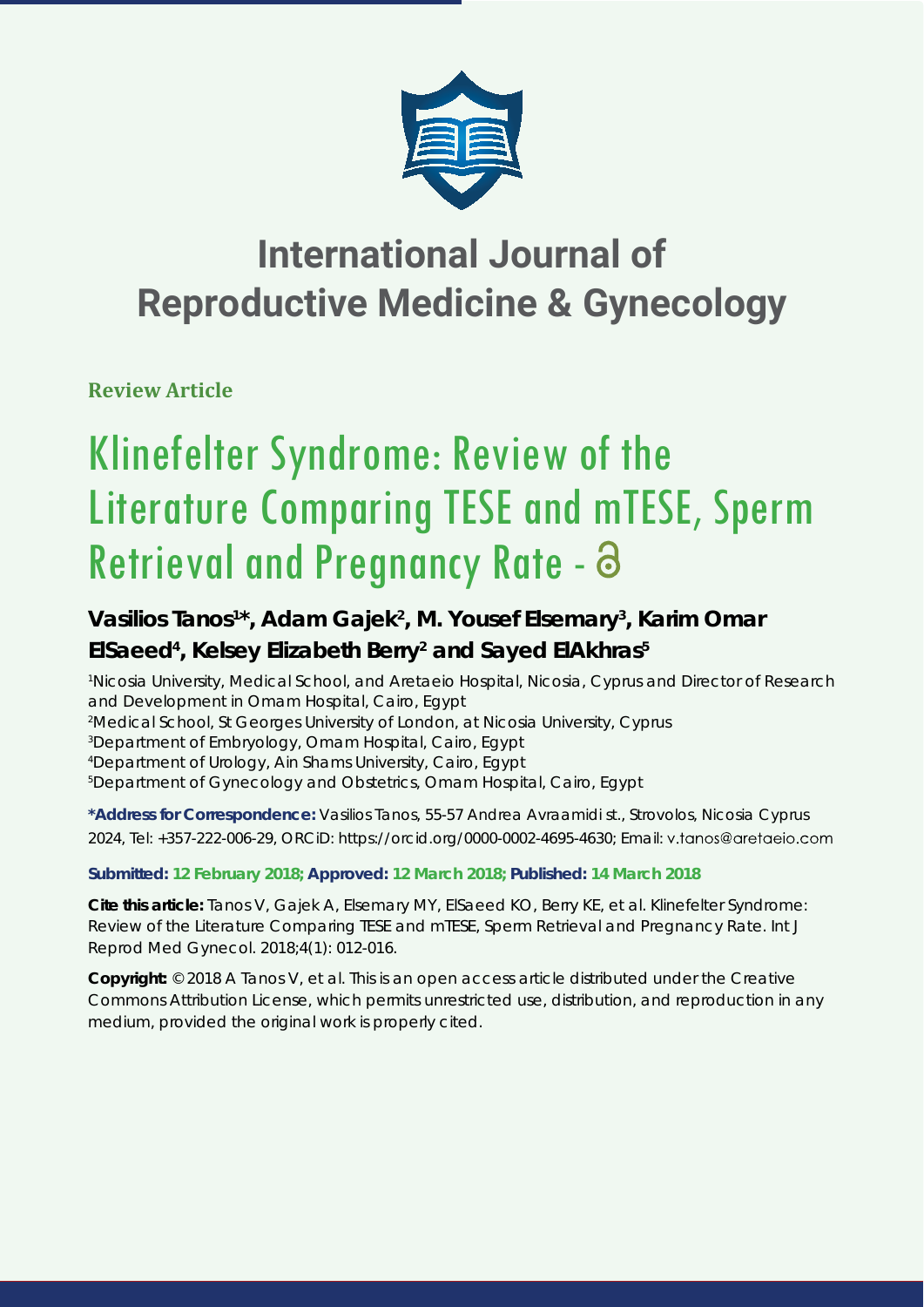# International Journal of Reproductive Medicine & Gynecology

**Review Article**

# Klinefelter Syndrome: Review of the Literature Comparing TESE and mTESE, Sperm Retrieval and Pregnancy Rate -

**Vasilios Tanos[1]*, Adam Gajek[2], M. Yousef Elsemary[3], Karim Omar ElSaeed[4], Kelsey Elizabeth Berry[2] and Sayed ElAkhras[5]**

[1]Nicosia University, Medical School, and Aretaeio Hospital, Nicosia, Cyprus and Director of Research and Development in Omam Hospital, Cairo, Egypt

[2]Medical School, St Georges University of London, at Nicosia University, Cyprus

[3]Department of Embryology, Omam Hospital, Cairo, Egypt

[4]Department of Urology, Ain Shams University, Cairo, Egypt

[5]Department of Gynecology and Obstetrics, Omam Hospital, Cairo, Egypt

**\*Address for Correspondence:** Vasilios Tanos, 55-57 Andrea Avraamidi st., Strovolos, Nicosia Cyprus 2024, Tel: +357-222-006-29, ORCiD: https://orcid.org/0000-0002-4695-4630; Email: v.tanos@aretaeio.com

**Submitted: 12 February 2018; Approved: 12 March 2018; Published: 14 March 2018**

**Cite this article:** Tanos V, Gajek A, Elsemary MY, ElSaeed KO, Berry KE, et al. Klinefelter Syndrome: Review of the Literature Comparing TESE and mTESE, Sperm Retrieval and Pregnancy Rate. Int J Reprod Med Gynecol. 2018;4(1): 012-016.

**Copyright:** © 2018 A Tanos V, et al. This is an open access article distributed under the Creative Commons Attribution License, which permits unrestricted use, distribution, and reproduction in any medium, provided the original work is properly cited.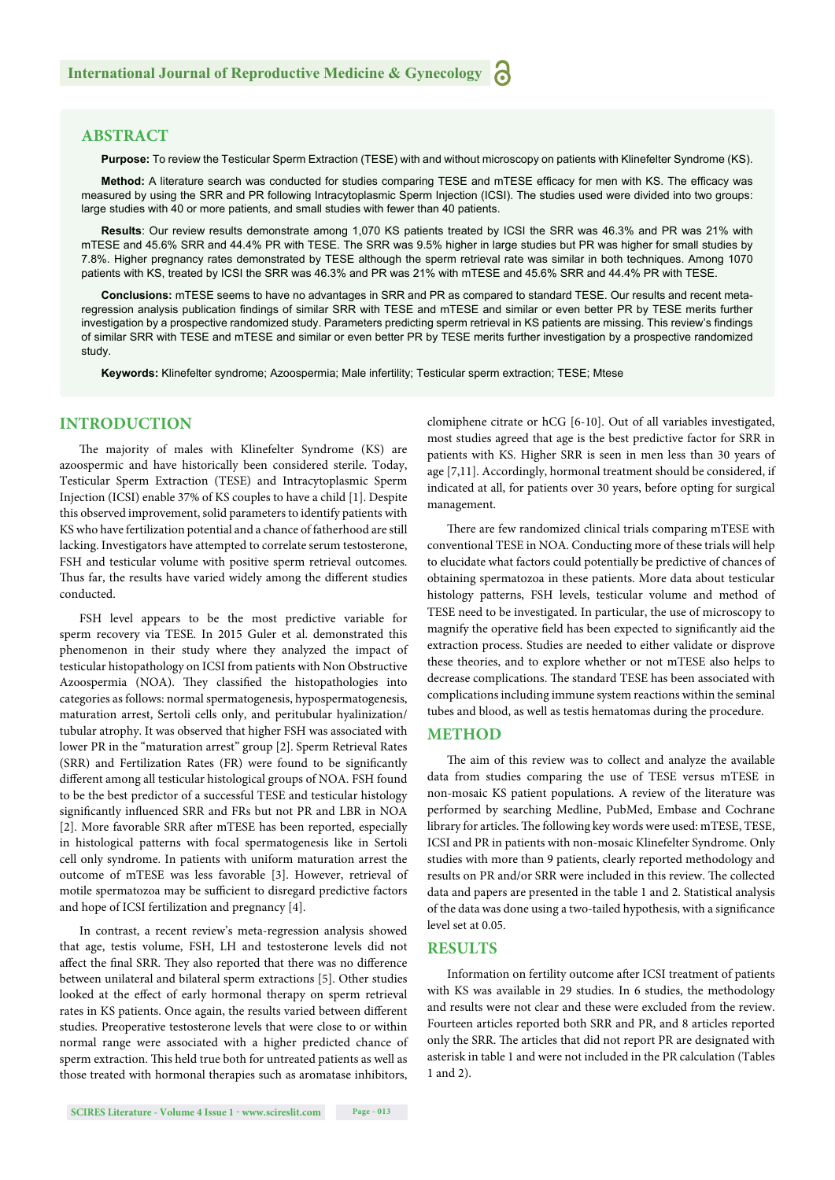## ABSTRACT

**Purpose:** To review the Testicular Sperm Extraction (TESE) with and without microscopy on patients with Klinefelter Syndrome (KS).

**Method:** A literature search was conducted for studies comparing TESE and mTESE efficacy for men with KS. The efficacy was measured by using the SRR and PR following Intracytoplasmic Sperm Injection (ICSI). The studies used were divided into two groups: large studies with 40 or more patients, and small studies with fewer than 40 patients.

**Results**: Our review results demonstrate among 1,070 KS patients treated by ICSI the SRR was 46.3% and PR was 21% with mTESE and 45.6% SRR and 44.4% PR with TESE. The SRR was 9.5% higher in large studies but PR was higher for small studies by 7.8%. Higher pregnancy rates demonstrated by TESE although the sperm retrieval rate was similar in both techniques. Among 1070 patients with KS, treated by ICSI the SRR was 46.3% and PR was 21% with mTESE and 45.6% SRR and 44.4% PR with TESE.

**Conclusions:** mTESE seems to have no advantages in SRR and PR as compared to standard TESE. Our results and recent meta-regression analysis publication findings of similar SRR with TESE and mTESE and similar or even better PR by TESE merits further investigation by a prospective randomized study. Parameters predicting sperm retrieval in KS patients are missing. This review's findings of similar SRR with TESE and mTESE and similar or even better PR by TESE merits further investigation by a prospective randomized study.

**Keywords:** Klinefelter syndrome; Azoospermia; Male infertility; Testicular sperm extraction; TESE; Mtese

## INTRODUCTION

The majority of males with Klinefelter Syndrome (KS) are azoospermic and have historically been considered sterile. Today, Testicular Sperm Extraction (TESE) and Intracytoplasmic Sperm Injection (ICSI) enable 37% of KS couples to have a child [1]. Despite this observed improvement, solid parameters to identify patients with KS who have fertilization potential and a chance of fatherhood are still lacking. Investigators have attempted to correlate serum testosterone, FSH and testicular volume with positive sperm retrieval outcomes. Thus far, the results have varied widely among the different studies conducted.

FSH level appears to be the most predictive variable for sperm recovery via TESE. In 2015 Guler et al. demonstrated this phenomenon in their study where they analyzed the impact of testicular histopathology on ICSI from patients with Non Obstructive Azoospermia (NOA). They classified the histopathologies into categories as follows: normal spermatogenesis, hypospermatogenesis, maturation arrest, Sertoli cells only, and peritubular hyalinization/tubular atrophy. It was observed that higher FSH was associated with lower PR in the "maturation arrest" group [2]. Sperm Retrieval Rates (SRR) and Fertilization Rates (FR) were found to be significantly different among all testicular histological groups of NOA. FSH found to be the best predictor of a successful TESE and testicular histology significantly influenced SRR and FRs but not PR and LBR in NOA [2]. More favorable SRR after mTESE has been reported, especially in histological patterns with focal spermatogenesis like in Sertoli cell only syndrome. In patients with uniform maturation arrest the outcome of mTESE was less favorable [3]. However, retrieval of motile spermatozoa may be sufficient to disregard predictive factors and hope of ICSI fertilization and pregnancy [4].

In contrast, a recent review's meta-regression analysis showed that age, testis volume, FSH, LH and testosterone levels did not affect the final SRR. They also reported that there was no difference between unilateral and bilateral sperm extractions [5]. Other studies looked at the effect of early hormonal therapy on sperm retrieval rates in KS patients. Once again, the results varied between different studies. Preoperative testosterone levels that were close to or within normal range were associated with a higher predicted chance of sperm extraction. This held true both for untreated patients as well as those treated with hormonal therapies such as aromatase inhibitors, clomiphene citrate or hCG [6-10]. Out of all variables investigated, most studies agreed that age is the best predictive factor for SRR in patients with KS. Higher SRR is seen in men less than 30 years of age [7,11]. Accordingly, hormonal treatment should be considered, if indicated at all, for patients over 30 years, before opting for surgical management.

There are few randomized clinical trials comparing mTESE with conventional TESE in NOA. Conducting more of these trials will help to elucidate what factors could potentially be predictive of chances of obtaining spermatozoa in these patients. More data about testicular histology patterns, FSH levels, testicular volume and method of TESE need to be investigated. In particular, the use of microscopy to magnify the operative field has been expected to significantly aid the extraction process. Studies are needed to either validate or disprove these theories, and to explore whether or not mTESE also helps to decrease complications. The standard TESE has been associated with complications including immune system reactions within the seminal tubes and blood, as well as testis hematomas during the procedure.

## METHOD

The aim of this review was to collect and analyze the available data from studies comparing the use of TESE versus mTESE in non-mosaic KS patient populations. A review of the literature was performed by searching Medline, PubMed, Embase and Cochrane library for articles. The following key words were used: mTESE, TESE, ICSI and PR in patients with non-mosaic Klinefelter Syndrome. Only studies with more than 9 patients, clearly reported methodology and results on PR and/or SRR were included in this review. The collected data and papers are presented in the table 1 and 2. Statistical analysis of the data was done using a two-tailed hypothesis, with a significance level set at 0.05.

## RESULTS

Information on fertility outcome after ICSI treatment of patients with KS was available in 29 studies. In 6 studies, the methodology and results were not clear and these were excluded from the review. Fourteen articles reported both SRR and PR, and 8 articles reported only the SRR. The articles that did not report PR are designated with asterisk in table 1 and were not included in the PR calculation (Tables 1 and 2).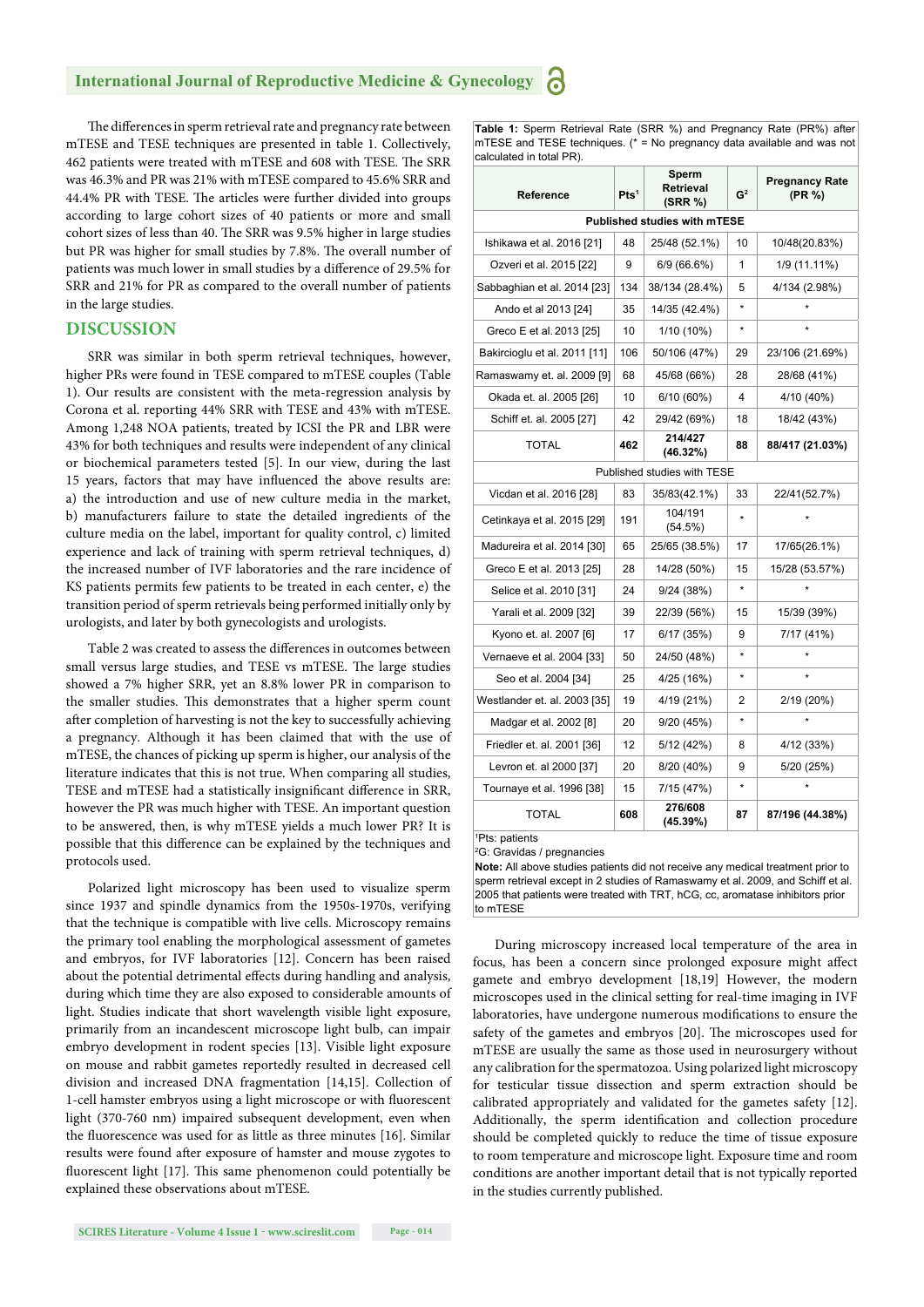The differences in sperm retrieval rate and pregnancy rate between mTESE and TESE techniques are presented in table 1. Collectively, 462 patients were treated with mTESE and 608 with TESE. The SRR was 46.3% and PR was 21% with mTESE compared to 45.6% SRR and 44.4% PR with TESE. The articles were further divided into groups according to large cohort sizes of 40 patients or more and small cohort sizes of less than 40. The SRR was 9.5% higher in large studies but PR was higher for small studies by 7.8%. The overall number of patients was much lower in small studies by a difference of 29.5% for SRR and 21% for PR as compared to the overall number of patients in the large studies.

## DISCUSSION

SRR was similar in both sperm retrieval techniques, however, higher PRs were found in TESE compared to mTESE couples (Table 1). Our results are consistent with the meta-regression analysis by Corona et al. reporting 44% SRR with TESE and 43% with mTESE. Among 1,248 NOA patients, treated by ICSI the PR and LBR were 43% for both techniques and results were independent of any clinical or biochemical parameters tested [5]. In our view, during the last 15 years, factors that may have influenced the above results are: a) the introduction and use of new culture media in the market, b) manufacturers failure to state the detailed ingredients of the culture media on the label, important for quality control, c) limited experience and lack of training with sperm retrieval techniques, d) the increased number of IVF laboratories and the rare incidence of KS patients permits few patients to be treated in each center, e) the transition period of sperm retrievals being performed initially only by urologists, and later by both gynecologists and urologists.

Table 2 was created to assess the differences in outcomes between small versus large studies, and TESE vs mTESE. The large studies showed a 7% higher SRR, yet an 8.8% lower PR in comparison to the smaller studies. This demonstrates that a higher sperm count after completion of harvesting is not the key to successfully achieving a pregnancy. Although it has been claimed that with the use of mTESE, the chances of picking up sperm is higher, our analysis of the literature indicates that this is not true. When comparing all studies, TESE and mTESE had a statistically insignificant difference in SRR, however the PR was much higher with TESE. An important question to be answered, then, is why mTESE yields a much lower PR? It is possible that this difference can be explained by the techniques and protocols used.

Polarized light microscopy has been used to visualize sperm since 1937 and spindle dynamics from the 1950s-1970s, verifying that the technique is compatible with live cells. Microscopy remains the primary tool enabling the morphological assessment of gametes and embryos, for IVF laboratories [12]. Concern has been raised about the potential detrimental effects during handling and analysis, during which time they are also exposed to considerable amounts of light. Studies indicate that short wavelength visible light exposure, primarily from an incandescent microscope light bulb, can impair embryo development in rodent species [13]. Visible light exposure on mouse and rabbit gametes reportedly resulted in decreased cell division and increased DNA fragmentation [14,15]. Collection of 1-cell hamster embryos using a light microscope or with fluorescent light (370-760 nm) impaired subsequent development, even when the fluorescence was used for as little as three minutes [16]. Similar results were found after exposure of hamster and mouse zygotes to fluorescent light [17]. This same phenomenon could potentially be explained these observations about mTESE.

**Table 1:** Sperm Retrieval Rate (SRR %) and Pregnancy Rate (PR%) after mTESE and TESE techniques. (* = No pregnancy data available and was not calculated in total PR).

| Reference | Pts[1] | Sperm Retrieval (SRR %) | G[2] | Pregnancy Rate (PR %) |
|---|---|---|---|---|
| **Published studies with mTESE** | | | | |
| Ishikawa et al. 2016 [21] | 48 | 25/48 (52.1%) | 10 | 10/48(20.83%) |
| Ozveri et al. 2015 [22] | 9 | 6/9 (66.6%) | 1 | 1/9 (11.11%) |
| Sabbaghian et al. 2014 [23] | 134 | 38/134 (28.4%) | 5 | 4/134 (2.98%) |
| Ando et al 2013 [24] | 35 | 14/35 (42.4%) | * | * |
| Greco E et al. 2013 [25] | 10 | 1/10 (10%) | * | * |
| Bakircioglu et al. 2011 [11] | 106 | 50/106 (47%) | 29 | 23/106 (21.69%) |
| Ramaswamy et. al. 2009 [9] | 68 | 45/68 (66%) | 28 | 28/68 (41%) |
| Okada et. al. 2005 [26] | 10 | 6/10 (60%) | 4 | 4/10 (40%) |
| Schiff et. al. 2005 [27] | 42 | 29/42 (69%) | 18 | 18/42 (43%) |
| TOTAL | **462** | **214/427 (46.32%)** | **88** | **88/417 (21.03%)** |
| Published studies with TESE | | | | |
| Vicdan et al. 2016 [28] | 83 | 35/83(42.1%) | 33 | 22/41(52.7%) |
| Cetinkaya et al. 2015 [29] | 191 | 104/191 (54.5%) | * | * |
| Madureira et al. 2014 [30] | 65 | 25/65 (38.5%) | 17 | 17/65(26.1%) |
| Greco E et al. 2013 [25] | 28 | 14/28 (50%) | 15 | 15/28 (53.57%) |
| Selice et al. 2010 [31] | 24 | 9/24 (38%) | * | * |
| Yarali et al. 2009 [32] | 39 | 22/39 (56%) | 15 | 15/39 (39%) |
| Kyono et. al. 2007 [6] | 17 | 6/17 (35%) | 9 | 7/17 (41%) |
| Vernaeve et al. 2004 [33] | 50 | 24/50 (48%) | * | * |
| Seo et al. 2004 [34] | 25 | 4/25 (16%) | * | * |
| Westlander et. al. 2003 [35] | 19 | 4/19 (21%) | 2 | 2/19 (20%) |
| Madgar et al. 2002 [8] | 20 | 9/20 (45%) | * | * |
| Friedler et. al. 2001 [36] | 12 | 5/12 (42%) | 8 | 4/12 (33%) |
| Levron et. al 2000 [37] | 20 | 8/20 (40%) | 9 | 5/20 (25%) |
| Tournaye et al. 1996 [38] | 15 | 7/15 (47%) | * | * |
| TOTAL | **608** | **276/608 (45.39%)** | **87** | **87/196 (44.38%)** |

[1]Pts: patients
[2]G: Gravidas / pregnancies
**Note:** All above studies patients did not receive any medical treatment prior to sperm retrieval except in 2 studies of Ramaswamy et al. 2009, and Schiff et al. 2005 that patients were treated with TRT, hCG, cc, aromatase inhibitors prior to mTESE

During microscopy increased local temperature of the area in focus, has been a concern since prolonged exposure might affect gamete and embryo development [18,19] However, the modern microscopes used in the clinical setting for real-time imaging in IVF laboratories, have undergone numerous modifications to ensure the safety of the gametes and embryos [20]. The microscopes used for mTESE are usually the same as those used in neurosurgery without any calibration for the spermatozoa. Using polarized light microscopy for testicular tissue dissection and sperm extraction should be calibrated appropriately and validated for the gametes safety [12]. Additionally, the sperm identification and collection procedure should be completed quickly to reduce the time of tissue exposure to room temperature and microscope light. Exposure time and room conditions are another important detail that is not typically reported in the studies currently published.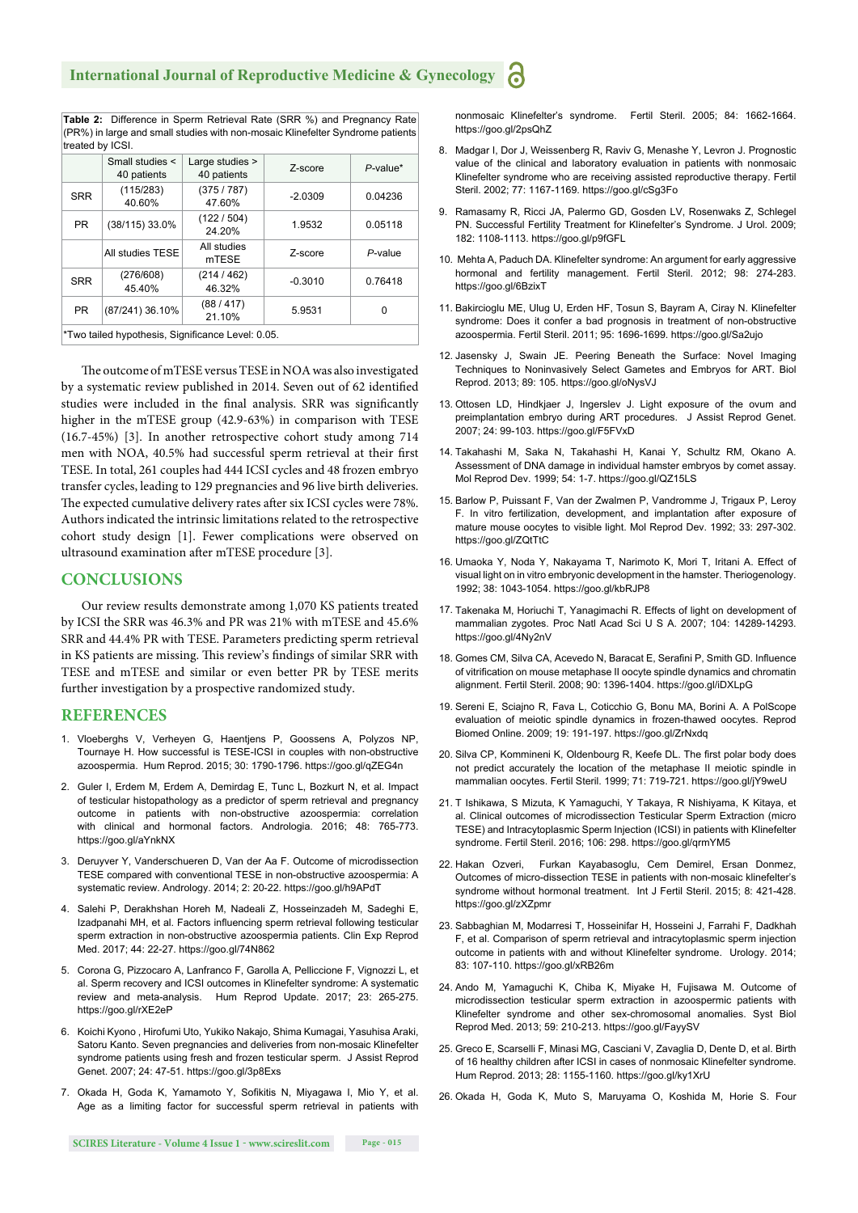**Table 2:** Difference in Sperm Retrieval Rate (SRR %) and Pregnancy Rate (PR%) in large and small studies with non-mosaic Klinefelter Syndrome patients treated by ICSI.

| | Small studies < 40 patients | Large studies > 40 patients | Z-score | *P*-value* |
|---|---|---|---|---|
| SRR | (115/283) 40.60% | (375 / 787) 47.60% | -2.0309 | 0.04236 |
| PR | (38/115) 33.0% | (122 / 504) 24.20% | 1.9532 | 0.05118 |
| | All studies TESE | All studies mTESE | Z-score | *P*-value |
| SRR | (276/608) 45.40% | (214 / 462) 46.32% | -0.3010 | 0.76418 |
| PR | (87/241) 36.10% | (88 / 417) 21.10% | 5.9531 | 0 |

*Two tailed hypothesis, Significance Level: 0.05.

The outcome of mTESE versus TESE in NOA was also investigated by a systematic review published in 2014. Seven out of 62 identified studies were included in the final analysis. SRR was significantly higher in the mTESE group (42.9-63%) in comparison with TESE (16.7-45%) [3]. In another retrospective cohort study among 714 men with NOA, 40.5% had successful sperm retrieval at their first TESE. In total, 261 couples had 444 ICSI cycles and 48 frozen embryo transfer cycles, leading to 129 pregnancies and 96 live birth deliveries. The expected cumulative delivery rates after six ICSI cycles were 78%. Authors indicated the intrinsic limitations related to the retrospective cohort study design [1]. Fewer complications were observed on ultrasound examination after mTESE procedure [3].

## CONCLUSIONS

Our review results demonstrate among 1,070 KS patients treated by ICSI the SRR was 46.3% and PR was 21% with mTESE and 45.6% SRR and 44.4% PR with TESE. Parameters predicting sperm retrieval in KS patients are missing. This review's findings of similar SRR with TESE and mTESE and similar or even better PR by TESE merits further investigation by a prospective randomized study.

## REFERENCES

1. Vloeberghs V, Verheyen G, Haentjens P, Goossens A, Polyzos NP, Tournaye H. How successful is TESE-ICSI in couples with non-obstructive azoospermia. Hum Reprod. 2015; 30: 1790-1796. https://goo.gl/qZEG4n
2. Guler I, Erdem M, Erdem A, Demirdag E, Tunc L, Bozkurt N, et al. Impact of testicular histopathology as a predictor of sperm retrieval and pregnancy outcome in patients with non-obstructive azoospermia: correlation with clinical and hormonal factors. Andrologia. 2016; 48: 765-773. https://goo.gl/aYnkNX
3. Deruyver Y, Vanderschueren D, Van der Aa F. Outcome of microdissection TESE compared with conventional TESE in non-obstructive azoospermia: A systematic review. Andrology. 2014; 2: 20-22. https://goo.gl/h9APdT
4. Salehi P, Derakhshan Horeh M, Nadeali Z, Hosseinzadeh M, Sadeghi E, Izadpanahi MH, et al. Factors influencing sperm retrieval following testicular sperm extraction in non-obstructive azoospermia patients. Clin Exp Reprod Med. 2017; 44: 22-27. https://goo.gl/74N862
5. Corona G, Pizzocaro A, Lanfranco F, Garolla A, Pelliccione F, Vignozzi L, et al. Sperm recovery and ICSI outcomes in Klinefelter syndrome: A systematic review and meta-analysis. Hum Reprod Update. 2017; 23: 265-275. https://goo.gl/rXE2eP
6. Koichi Kyono , Hirofumi Uto, Yukiko Nakajo, Shima Kumagai, Yasuhisa Araki, Satoru Kanto. Seven pregnancies and deliveries from non-mosaic Klinefelter syndrome patients using fresh and frozen testicular sperm. J Assist Reprod Genet. 2007; 24: 47-51. https://goo.gl/3p8Exs
7. Okada H, Goda K, Yamamoto Y, Sofikitis N, Miyagawa I, Mio Y, et al. Age as a limiting factor for successful sperm retrieval in patients with nonmosaic Klinefelter's syndrome. Fertil Steril. 2005; 84: 1662-1664. https://goo.gl/2psQhZ
8. Madgar I, Dor J, Weissenberg R, Raviv G, Menashe Y, Levron J. Prognostic value of the clinical and laboratory evaluation in patients with nonmosaic Klinefelter syndrome who are receiving assisted reproductive therapy. Fertil Steril. 2002; 77: 1167-1169. https://goo.gl/cSg3Fo
9. Ramasamy R, Ricci JA, Palermo GD, Gosden LV, Rosenwaks Z, Schlegel PN. Successful Fertility Treatment for Klinefelter's Syndrome. J Urol. 2009; 182: 1108-1113. https://goo.gl/p9fGFL
10. Mehta A, Paduch DA. Klinefelter syndrome: An argument for early aggressive hormonal and fertility management. Fertil Steril. 2012; 98: 274-283. https://goo.gl/6BzixT
11. Bakircioglu ME, Ulug U, Erden HF, Tosun S, Bayram A, Ciray N. Klinefelter syndrome: Does it confer a bad prognosis in treatment of non-obstructive azoospermia. Fertil Steril. 2011; 95: 1696-1699. https://goo.gl/Sa2ujo
12. Jasensky J, Swain JE. Peering Beneath the Surface: Novel Imaging Techniques to Noninvasively Select Gametes and Embryos for ART. Biol Reprod. 2013; 89: 105. https://goo.gl/oNysVJ
13. Ottosen LD, Hindkjaer J, Ingerslev J. Light exposure of the ovum and preimplantation embryo during ART procedures. J Assist Reprod Genet. 2007; 24: 99-103. https://goo.gl/F5FVxD
14. Takahashi M, Saka N, Takahashi H, Kanai Y, Schultz RM, Okano A. Assessment of DNA damage in individual hamster embryos by comet assay. Mol Reprod Dev. 1999; 54: 1-7. https://goo.gl/QZ15LS
15. Barlow P, Puissant F, Van der Zwalmen P, Vandromme J, Trigaux P, Leroy F. In vitro fertilization, development, and implantation after exposure of mature mouse oocytes to visible light. Mol Reprod Dev. 1992; 33: 297-302. https://goo.gl/ZQtTtC
16. Umaoka Y, Noda Y, Nakayama T, Narimoto K, Mori T, Iritani A. Effect of visual light on in vitro embryonic development in the hamster. Theriogenology. 1992; 38: 1043-1054. https://goo.gl/kbRJP8
17. Takenaka M, Horiuchi T, Yanagimachi R. Effects of light on development of mammalian zygotes. Proc Natl Acad Sci U S A. 2007; 104: 14289-14293. https://goo.gl/4Ny2nV
18. Gomes CM, Silva CA, Acevedo N, Baracat E, Serafini P, Smith GD. Influence of vitrification on mouse metaphase II oocyte spindle dynamics and chromatin alignment. Fertil Steril. 2008; 90: 1396-1404. https://goo.gl/iDXLpG
19. Sereni E, Sciajno R, Fava L, Coticchio G, Bonu MA, Borini A. A PolScope evaluation of meiotic spindle dynamics in frozen-thawed oocytes. Reprod Biomed Online. 2009; 19: 191-197. https://goo.gl/ZrNxdq
20. Silva CP, Kommineni K, Oldenburg R, Keefe DL. The first polar body does not predict accurately the location of the metaphase II meiotic spindle in mammalian oocytes. Fertil Steril. 1999; 71: 719-721. https://goo.gl/jY9weU
21. T Ishikawa, S Mizuta, K Yamaguchi, Y Takaya, R Nishiyama, K Kitaya, et al. Clinical outcomes of microdissection Testicular Sperm Extraction (micro TESE) and Intracytoplasmic Sperm Injection (ICSI) in patients with Klinefelter syndrome. Fertil Steril. 2016; 106: 298. https://goo.gl/qrmYM5
22. Hakan Ozveri, Furkan Kayabasoglu, Cem Demirel, Ersan Donmez, Outcomes of micro-dissection TESE in patients with non-mosaic klinefelter's syndrome without hormonal treatment. Int J Fertil Steril. 2015; 8: 421-428. https://goo.gl/zXZpmr
23. Sabbaghian M, Modarresi T, Hosseinifar H, Hosseini J, Farrahi F, Dadkhah F, et al. Comparison of sperm retrieval and intracytoplasmic sperm injection outcome in patients with and without Klinefelter syndrome. Urology. 2014; 83: 107-110. https://goo.gl/xRB26m
24. Ando M, Yamaguchi K, Chiba K, Miyake H, Fujisawa M. Outcome of microdissection testicular sperm extraction in azoospermic patients with Klinefelter syndrome and other sex-chromosomal anomalies. Syst Biol Reprod Med. 2013; 59: 210-213. https://goo.gl/FaySV
25. Greco E, Scarselli F, Minasi MG, Casciani V, Zavaglia D, Dente D, et al. Birth of 16 healthy children after ICSI in cases of nonmosaic Klinefelter syndrome. Hum Reprod. 2013; 28: 1155-1160. https://goo.gl/ky1XrU
26. Okada H, Goda K, Muto S, Maruyama O, Koshida M, Horie S. Four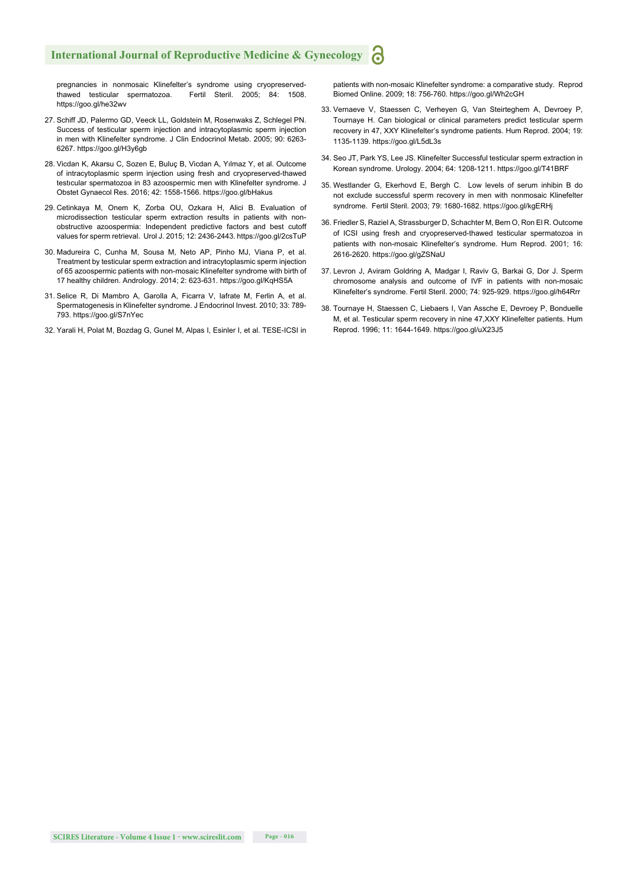pregnancies in nonmosaic Klinefelter's syndrome using cryopreserved-thawed testicular spermatozoa. Fertil Steril. 2005; 84: 1508. https://goo.gl/he32wv

27. Schiff JD, Palermo GD, Veeck LL, Goldstein M, Rosenwaks Z, Schlegel PN. Success of testicular sperm injection and intracytoplasmic sperm injection in men with Klinefelter syndrome. J Clin Endocrinol Metab. 2005; 90: 6263-6267. https://goo.gl/H3y6gb

28. Vicdan K, Akarsu C, Sozen E, Buluç B, Vicdan A, Yılmaz Y, et al. Outcome of intracytoplasmic sperm injection using fresh and cryopreserved-thawed testıcular spermatozoa in 83 azoospermic men with Klinefelter syndrome. J Obstet Gynaecol Res. 2016; 42: 1558-1566. https://goo.gl/bHakus

29. Cetinkaya M, Onem K, Zorba OU, Ozkara H, Alici B. Evaluation of microdissection testicular sperm extraction results in patients with non-obstructive azoospermia: Independent predictive factors and best cutoff values for sperm retrieval. Urol J. 2015; 12: 2436-2443. https://goo.gl/2csTuP

30. Madureira C, Cunha M, Sousa M, Neto AP, Pinho MJ, Viana P, et al. Treatment by testicular sperm extraction and intracytoplasmic sperm injection of 65 azoospermic patients with non-mosaic Klinefelter syndrome with birth of 17 healthy children. Andrology. 2014; 2: 623-631. https://goo.gl/KqHS5A

31. Selice R, Di Mambro A, Garolla A, Ficarra V, Iafrate M, Ferlin A, et al. Spermatogenesis in Klinefelter syndrome. J Endocrinol Invest. 2010; 33: 789-793. https://goo.gl/S7nYec

32. Yarali H, Polat M, Bozdag G, Gunel M, Alpas I, Esinler I, et al. TESE-ICSI in patients with non-mosaic Klinefelter syndrome: a comparative study. Reprod Biomed Online. 2009; 18: 756-760. https://goo.gl/Wh2cGH

33. Vernaeve V, Staessen C, Verheyen G, Van Steirteghem A, Devroey P, Tournaye H. Can biological or clinical parameters predict testicular sperm recovery in 47, XXY Klinefelter's syndrome patients. Hum Reprod. 2004; 19: 1135-1139. https://goo.gl/L5dL3s

34. Seo JT, Park YS, Lee JS. Klinefelter Successful testicular sperm extraction in Korean syndrome. Urology. 2004; 64: 1208-1211. https://goo.gl/T41BRF

35. Westlander G, Ekerhovd E, Bergh C. Low levels of serum inhibin B do not exclude successful sperm recovery in men with nonmosaic Klinefelter syndrome. Fertil Steril. 2003; 79: 1680-1682. https://goo.gl/kgERHj

36. Friedler S, Raziel A, Strassburger D, Schachter M, Bern O, Ron El R. Outcome of ICSI using fresh and cryopreserved-thawed testicular spermatozoa in patients with non-mosaic Klinefelter's syndrome. Hum Reprod. 2001; 16: 2616-2620. https://goo.gl/gZSNaU

37. Levron J, Aviram Goldring A, Madgar I, Raviv G, Barkai G, Dor J. Sperm chromosome analysis and outcome of IVF in patients with non-mosaic Klinefelter's syndrome. Fertil Steril. 2000; 74: 925-929. https://goo.gl/h64Rrr

38. Tournaye H, Staessen C, Liebaers I, Van Assche E, Devroey P, Bonduelle M, et al. Testicular sperm recovery in nine 47,XXY Klinefelter patients. Hum Reprod. 1996; 11: 1644-1649. https://goo.gl/uX23J5